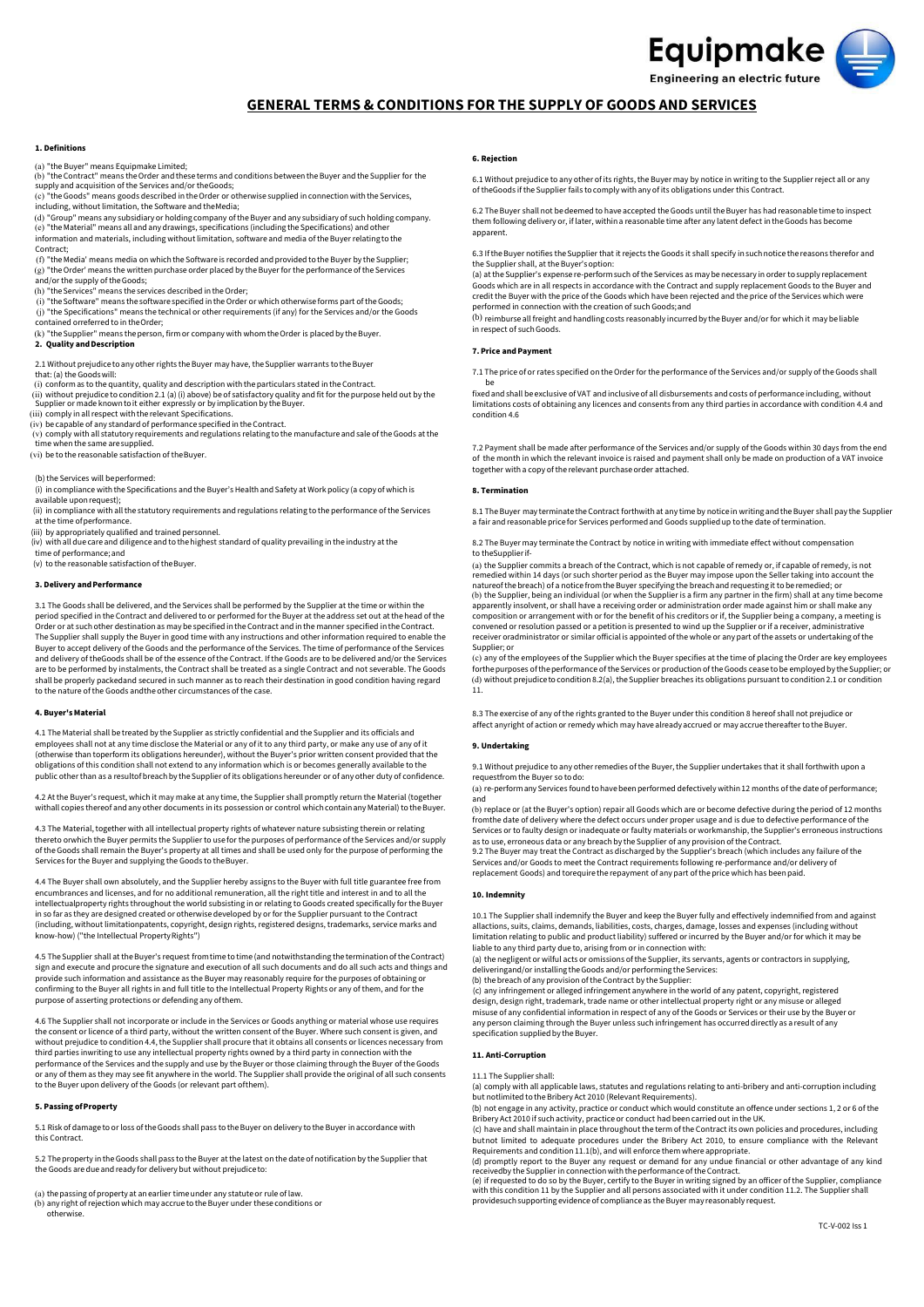Equipmake

Engineering an electric future

# GENERAL TERMS & CONDITIONS FOR THE SUPPLY OF GOODS AND SERVICES

### 1. Definitions

(a) "the Buyer" means Equipmake Limited;
(b) "the Contract" means the Order and these terms and conditions between the Buyer and the Supplier for the supply and acquisition of the Services and/or the Goods;
(c) "the Goods" means goods described in the Order or otherwise supplied in connection with the Services, including, without limitation, the Software and the Media;
(d) "Group" means any subsidiary or holding company of the Buyer and any subsidiary of such holding company.
(e) "the Material" means all and any drawings, specifications (including the Specifications) and other information and materials, including without limitation, software and media of the Buyer relating to the Contract;
(f) "the Media' means media on which the Software is recorded and provided to the Buyer by the Supplier;
(g) "the Order' means the written purchase order placed by the Buyer for the performance of the Services and/or the supply of the Goods;
(h) "the Services" means the services described in the Order;
(i) "the Software" means the software specified in the Order or which otherwise forms part of the Goods;
(j) "the Specifications" means the technical or other requirements (if any) for the Services and/or the Goods contained or referred to in the Order;
(k) "the Supplier" means the person, firm or company with whom the Order is placed by the Buyer.

### 2. Quality and Description

2.1 Without prejudice to any other rights the Buyer may have, the Supplier warrants to the Buyer that: (a) the Goods will:
(i) conform as to the quantity, quality and description with the particulars stated in the Contract.
(ii) without prejudice to condition 2.1 (a) (i) above) be of satisfactory quality and fit for the purpose held out by the Supplier or made known to it either expressly or by implication by the Buyer.
(iii) comply in all respect with the relevant Specifications.
(iv) be capable of any standard of performance specified in the Contract.
(v) comply with all statutory requirements and regulations relating to the manufacture and sale of the Goods at the time when the same are supplied.
(vi) be to the reasonable satisfaction of the Buyer.

(b) the Services will be performed:
(i) in compliance with the Specifications and the Buyer's Health and Safety at Work policy (a copy of which is available upon request);
(ii) in compliance with all the statutory requirements and regulations relating to the performance of the Services at the time of performance.
(iii) by appropriately qualified and trained personnel.
(iv) with all due care and diligence and to the highest standard of quality prevailing in the industry at the time of performance; and
(v) to the reasonable satisfaction of the Buyer.

### 3. Delivery and Performance

3.1 The Goods shall be delivered, and the Services shall be performed by the Supplier at the time or within the period specified in the Contract and delivered to or performed for the Buyer at the address set out at the head of the Order or at such other destination as may be specified in the Contract and in the manner specified in the Contract. The Supplier shall supply the Buyer in good time with any instructions and other information required to enable the Buyer to accept delivery of the Goods and the performance of the Services. The time of performance of the Services and delivery of the Goods shall be of the essence of the Contract. If the Goods are to be delivered and/or the Services are to be performed by instalments, the Contract shall be treated as a single Contract and not severable. The Goods shall be properly packed and secured in such manner as to reach their destination in good condition having regard to the nature of the Goods and the other circumstances of the case.

### 4. Buyer's Material

4.1 The Material shall be treated by the Supplier as strictly confidential and the Supplier and its officials and employees shall not at any time disclose the Material or any of it to any third party, or make any use of any of it (otherwise than to perform its obligations hereunder), without the Buyer's prior written consent provided that the obligations of this condition shall not extend to any information which is or becomes generally available to the public other than as a result of breach by the Supplier of its obligations hereunder or of any other duty of confidence.

4.2 At the Buyer's request, which it may make at any time, the Supplier shall promptly return the Material (together with all copies thereof and any other documents in its possession or control which contain any Material) to the Buyer.

4.3 The Material, together with all intellectual property rights of whatever nature subsisting therein or relating thereto or which the Buyer permits the Supplier to use for the purposes of performance of the Services and/or supply of the Goods shall remain the Buyer's property at all times and shall be used only for the purpose of performing the Services for the Buyer and supplying the Goods to the Buyer.

4.4 The Buyer shall own absolutely, and the Supplier hereby assigns to the Buyer with full title guarantee free from encumbrances and licenses, and for no additional remuneration, all the right title and interest in and to all the intellectual property rights throughout the world subsisting in or relating to Goods created specifically for the Buyer in so far as they are designed created or otherwise developed by or for the Supplier pursuant to the Contract (including, without limitation patents, copyright, design rights, registered designs, trademarks, service marks and know-how) ("the Intellectual Property Rights")

4.5 The Supplier shall at the Buyer's request from time to time (and notwithstanding the termination of the Contract) sign and execute and procure the signature and execution of all such documents and do all such acts and things and provide such information and assistance as the Buyer may reasonably require for the purposes of obtaining or confirming to the Buyer all rights in and full title to the Intellectual Property Rights or any of them, and for the purpose of asserting protections or defending any of them.

4.6 The Supplier shall not incorporate or include in the Services or Goods anything or material whose use requires the consent or licence of a third party, without the written consent of the Buyer. Where such consent is given, and without prejudice to condition 4.4, the Supplier shall procure that it obtains all consents or licences necessary from third parties in writing to use any intellectual property rights owned by a third party in connection with the performance of the Services and the supply and use by the Buyer or those claiming through the Buyer of the Goods or any of them as they may see fit anywhere in the world. The Supplier shall provide the original of all such consents to the Buyer upon delivery of the Goods (or relevant part of them).

### 5. Passing of Property

5.1 Risk of damage to or loss of the Goods shall pass to the Buyer on delivery to the Buyer in accordance with this Contract.

5.2 The property in the Goods shall pass to the Buyer at the latest on the date of notification by the Supplier that the Goods are due and ready for delivery but without prejudice to:

(a) the passing of property at an earlier time under any statute or rule of law.
(b) any right of rejection which may accrue to the Buyer under these conditions or otherwise.

### 6. Rejection

6.1 Without prejudice to any other of its rights, the Buyer may by notice in writing to the Supplier reject all or any of the Goods if the Supplier fails to comply with any of its obligations under this Contract.

6.2 The Buyer shall not be deemed to have accepted the Goods until the Buyer has had reasonable time to inspect them following delivery or, if later, within a reasonable time after any latent defect in the Goods has become apparent.

6.3 If the Buyer notifies the Supplier that it rejects the Goods it shall specify in such notice the reasons therefor and the Supplier shall, at the Buyer's option:
(a) at the Supplier's expense re-perform such of the Services as may be necessary in order to supply replacement Goods which are in all respects in accordance with the Contract and supply replacement Goods to the Buyer and credit the Buyer with the price of the Goods which have been rejected and the price of the Services which were performed in connection with the creation of such Goods; and
(b) reimburse all freight and handling costs reasonably incurred by the Buyer and/or for which it may be liable in respect of such Goods.

### 7. Price and Payment

7.1 The price of or rates specified on the Order for the performance of the Services and/or supply of the Goods shall be
fixed and shall be exclusive of VAT and inclusive of all disbursements and costs of performance including, without limitations costs of obtaining any licences and consents from any third parties in accordance with condition 4.4 and condition 4.6

7.2 Payment shall be made after performance of the Services and/or supply of the Goods within 30 days from the end of the month in which the relevant invoice is raised and payment shall only be made on production of a VAT invoice together with a copy of the relevant purchase order attached.

### 8. Termination

8.1 The Buyer may terminate the Contract forthwith at any time by notice in writing and the Buyer shall pay the Supplier a fair and reasonable price for Services performed and Goods supplied up to the date of termination.

8.2 The Buyer may terminate the Contract by notice in writing with immediate effect without compensation to the Supplier if-
(a) the Supplier commits a breach of the Contract, which is not capable of remedy or, if capable of remedy, is not remedied within 14 days (or such shorter period as the Buyer may impose upon the Seller taking into account the nature of the breach) of a notice from the Buyer specifying the breach and requesting it to be remedied; or
(b) the Supplier, being an individual (or when the Supplier is a firm any partner in the firm) shall at any time become apparently insolvent, or shall have a receiving order or administration order made against him or shall make any composition or arrangement with or for the benefit of his creditors or if, the Supplier being a company, a meeting is convened or resolution passed or a petition is presented to wind up the Supplier or if a receiver, administrative receiver or administrator or similar official is appointed of the whole or any part of the assets or undertaking of the Supplier; or
(c) any of the employees of the Supplier which the Buyer specifies at the time of placing the Order are key employees for the purposes of the performance of the Services or production of the Goods cease to be employed by the Supplier; or
(d) without prejudice to condition 8.2(a), the Supplier breaches its obligations pursuant to condition 2.1 or condition 11.

8.3 The exercise of any of the rights granted to the Buyer under this condition 8 hereof shall not prejudice or affect any right of action or remedy which may have already accrued or may accrue thereafter to the Buyer.

### 9. Undertaking

9.1 Without prejudice to any other remedies of the Buyer, the Supplier undertakes that it shall forthwith upon a request from the Buyer so to do:
(a) re-perform any Services found to have been performed defectively within 12 months of the date of performance; and
(b) replace or (at the Buyer's option) repair all Goods which are or become defective during the period of 12 months from the date of delivery where the defect occurs under proper usage and is due to defective performance of the Services or to faulty design or inadequate or faulty materials or workmanship, the Supplier's erroneous instructions as to use, erroneous data or any breach by the Supplier of any provision of the Contract.
9.2 The Buyer may treat the Contract as discharged by the Supplier's breach (which includes any failure of the Services and/or Goods to meet the Contract requirements following re-performance and/or delivery of replacement Goods) and to require the repayment of any part of the price which has been paid.

### 10. Indemnity

10.1 The Supplier shall indemnify the Buyer and keep the Buyer fully and effectively indemnified from and against all actions, suits, claims, demands, liabilities, costs, charges, damage, losses and expenses (including without limitation relating to public and product liability) suffered or incurred by the Buyer and/or for which it may be liable to any third party due to, arising from or in connection with:
(a) the negligent or wilful acts or omissions of the Supplier, its servants, agents or contractors in supplying, delivering and/or installing the Goods and/or performing the Services:
(b) the breach of any provision of the Contract by the Supplier:
(c) any infringement or alleged infringement anywhere in the world of any patent, copyright, registered design, design right, trademark, trade name or other intellectual property right or any misuse or alleged misuse of any confidential information in respect of any of the Goods or Services or their use by the Buyer or any person claiming through the Buyer unless such infringement has occurred directly as a result of any specification supplied by the Buyer.

### 11. Anti-Corruption

11.1 The Supplier shall:
(a) comply with all applicable laws, statutes and regulations relating to anti-bribery and anti-corruption including but not limited to the Bribery Act 2010 (Relevant Requirements).
(b) not engage in any activity, practice or conduct which would constitute an offence under sections 1, 2 or 6 of the Bribery Act 2010 if such activity, practice or conduct had been carried out in the UK.
(c) have and shall maintain in place throughout the term of the Contract its own policies and procedures, including but not limited to adequate procedures under the Bribery Act 2010, to ensure compliance with the Relevant Requirements and condition 11.1(b), and will enforce them where appropriate.
(d) promptly report to the Buyer any request or demand for any undue financial or other advantage of any kind received by the Supplier in connection with the performance of the Contract.
(e) if requested to do so by the Buyer, certify to the Buyer in writing signed by an officer of the Supplier, compliance with this condition 11 by the Supplier and all persons associated with it under condition 11.2. The Supplier shall provide such supporting evidence of compliance as the Buyer may reasonably request.

TC-V-002 Iss 1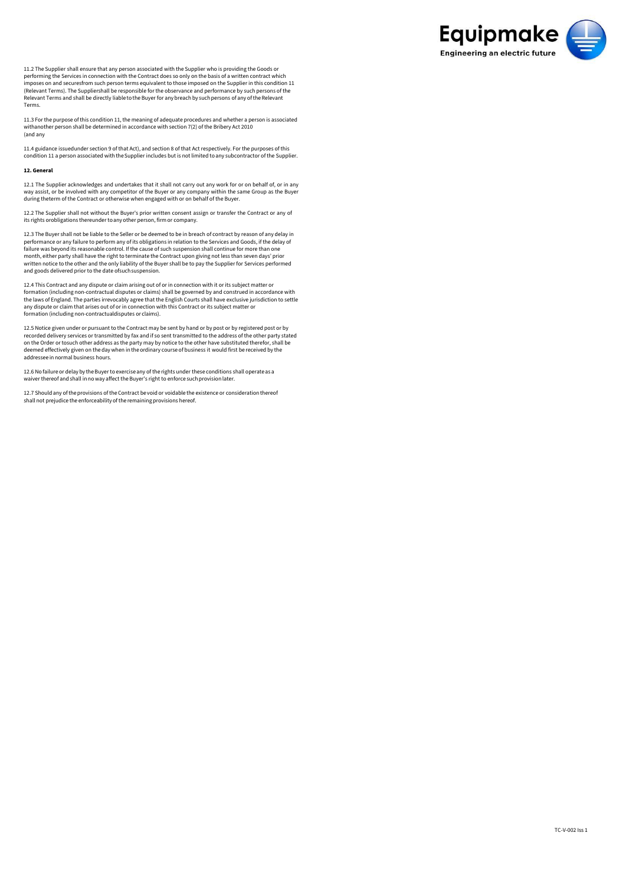11.2 The Supplier shall ensure that any person associated with the Supplier who is providing the Goods or performing the Services in connection with the Contract does so only on the basis of a written contract which imposes on and securesfrom such person terms equivalent to those imposed on the Supplier in this condition 11 (Relevant Terms). The Suppliershall be responsible for the observance and performance by such persons of the Relevant Terms and shall be directly liable to the Buyer for any breach by such persons of any of the Relevant Terms.

11.3 For the purpose of this condition 11, the meaning of adequate procedures and whether a person is associated withanother person shall be determined in accordance with section 7(2) of the Bribery Act 2010 (and any

11.4 guidance issuedunder section 9 of that Act), and section 8 of that Act respectively. For the purposes of this condition 11 a person associated with the Supplier includes but is not limited to any subcontractor of the Supplier.

**12. General**

12.1 The Supplier acknowledges and undertakes that it shall not carry out any work for or on behalf of, or in any way assist, or be involved with any competitor of the Buyer or any company within the same Group as the Buyer during theterm of the Contract or otherwise when engaged with or on behalf of the Buyer.

12.2 The Supplier shall not without the Buyer's prior written consent assign or transfer the Contract or any of its rights orobligations thereunder to any other person, firm or company.

12.3 The Buyer shall not be liable to the Seller or be deemed to be in breach of contract by reason of any delay in performance or any failure to perform any of its obligations in relation to the Services and Goods, if the delay of failure was beyond its reasonable control. If the cause of such suspension shall continue for more than one month, either party shall have the right to terminate the Contract upon giving not less than seven days' prior written notice to the other and the only liability of the Buyer shall be to pay the Supplier for Services performed and goods delivered prior to the date ofsuch suspension.

12.4 This Contract and any dispute or claim arising out of or in connection with it or its subject matter or formation (including non-contractual disputes or claims) shall be governed by and construed in accordance with the laws of England. The parties irrevocably agree that the English Courts shall have exclusive jurisdiction to settle any dispute or claim that arises out of or in connection with this Contract or its subject matter or formation (including non-contractualdisputes or claims).

12.5 Notice given under or pursuant to the Contract may be sent by hand or by post or by registered post or by recorded delivery services or transmitted by fax and if so sent transmitted to the address of the other party stated on the Order or tosuch other address as the party may by notice to the other have substituted therefor, shall be deemed effectively given on the day when in the ordinary course of business it would first be received by the addressee in normal business hours.

12.6 No failure or delay by the Buyer to exercise any of the rights under these conditions shall operate as a waiver thereof and shall in no way affect the Buyer's right to enforce such provision later.

12.7 Should any of the provisions of the Contract be void or voidable the existence or consideration thereof shall not prejudice the enforceability of the remaining provisions hereof.